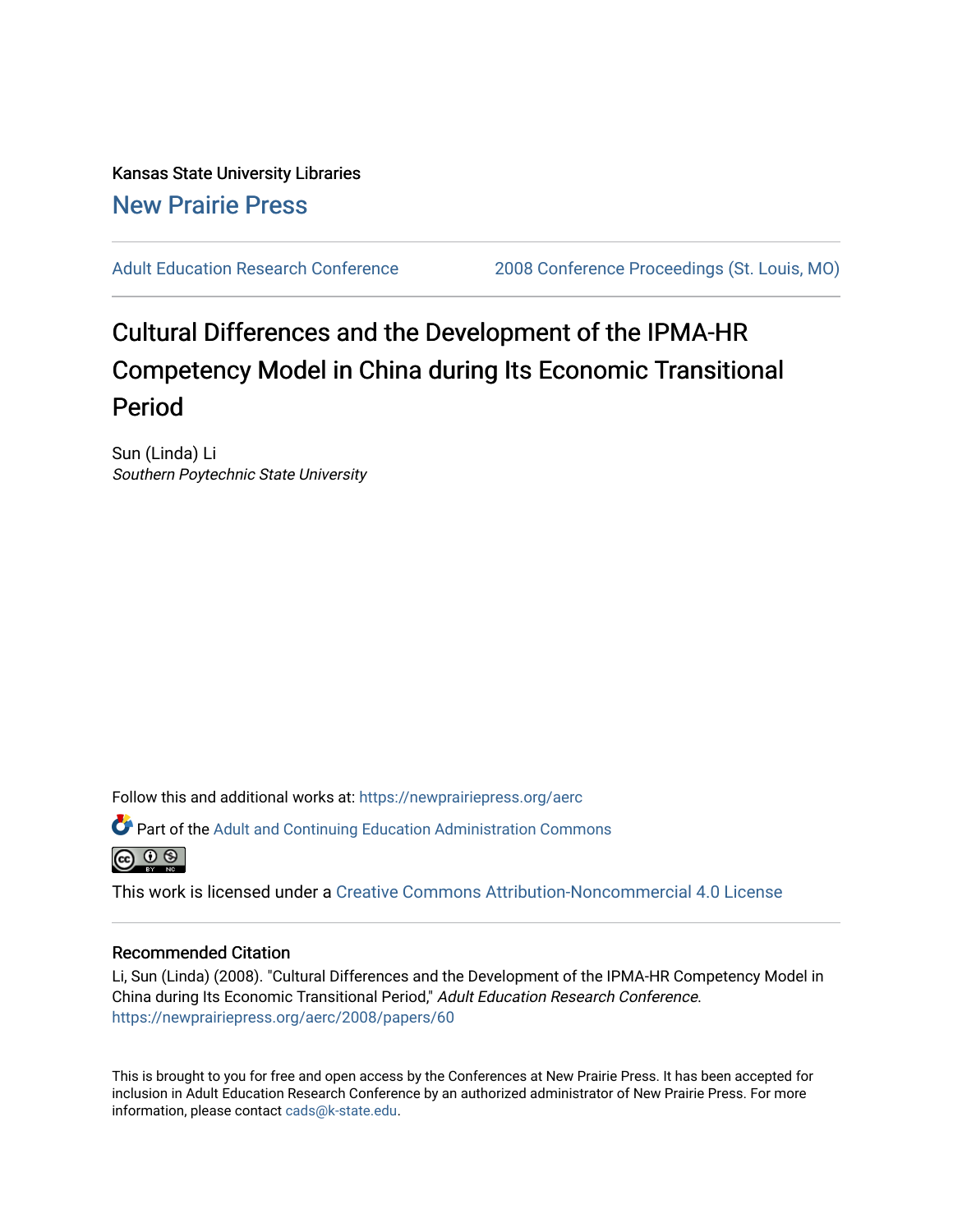Kansas State University Libraries

New Prairie Press

Adult Education Research Conference | 2008 Conference Proceedings (St. Louis, MO)

# Cultural Differences and the Development of the IPMA-HR Competency Model in China during Its Economic Transitional Period

Sun (Linda) Li

*Southern Poytechnic State University*

Follow this and additional works at: https://newprairiepress.org/aerc

Part of the Adult and Continuing Education Administration Commons

This work is licensed under a Creative Commons Attribution-Noncommercial 4.0 License

## Recommended Citation

Li, Sun (Linda) (2008). "Cultural Differences and the Development of the IPMA-HR Competency Model in China during Its Economic Transitional Period," *Adult Education Research Conference*. https://newprairiepress.org/aerc/2008/papers/60

This is brought to you for free and open access by the Conferences at New Prairie Press. It has been accepted for inclusion in Adult Education Research Conference by an authorized administrator of New Prairie Press. For more information, please contact cads@k-state.edu.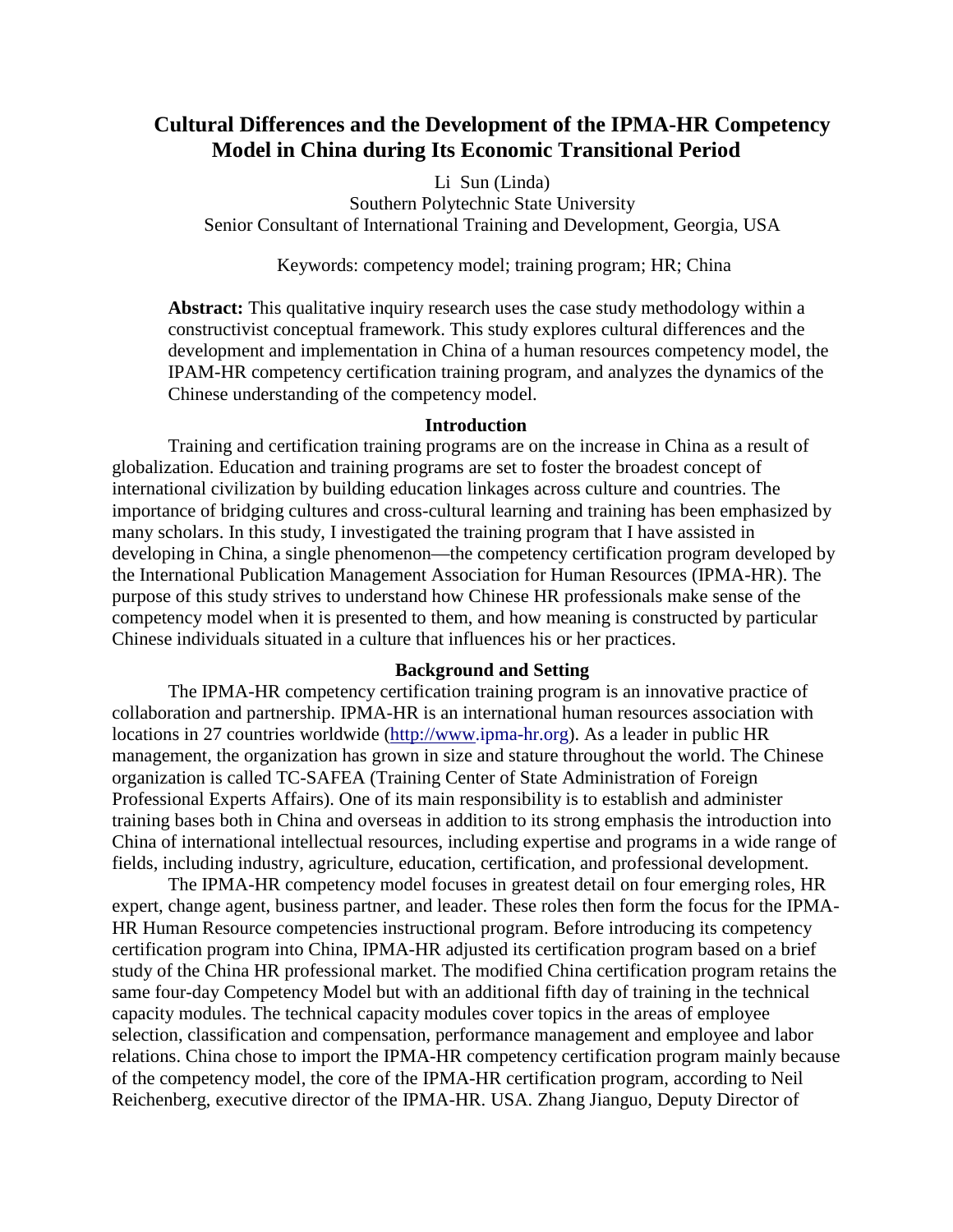# Cultural Differences and the Development of the IPMA-HR Competency Model in China during Its Economic Transitional Period

Li Sun (Linda)
Southern Polytechnic State University
Senior Consultant of International Training and Development, Georgia, USA

Keywords: competency model; training program; HR; China

**Abstract:** This qualitative inquiry research uses the case study methodology within a constructivist conceptual framework. This study explores cultural differences and the development and implementation in China of a human resources competency model, the IPAM-HR competency certification training program, and analyzes the dynamics of the Chinese understanding of the competency model.

## Introduction

Training and certification training programs are on the increase in China as a result of globalization. Education and training programs are set to foster the broadest concept of international civilization by building education linkages across culture and countries. The importance of bridging cultures and cross-cultural learning and training has been emphasized by many scholars. In this study, I investigated the training program that I have assisted in developing in China, a single phenomenon—the competency certification program developed by the International Publication Management Association for Human Resources (IPMA-HR). The purpose of this study strives to understand how Chinese HR professionals make sense of the competency model when it is presented to them, and how meaning is constructed by particular Chinese individuals situated in a culture that influences his or her practices.

## Background and Setting

The IPMA-HR competency certification training program is an innovative practice of collaboration and partnership. IPMA-HR is an international human resources association with locations in 27 countries worldwide (http://www.ipma-hr.org). As a leader in public HR management, the organization has grown in size and stature throughout the world. The Chinese organization is called TC-SAFEA (Training Center of State Administration of Foreign Professional Experts Affairs). One of its main responsibility is to establish and administer training bases both in China and overseas in addition to its strong emphasis the introduction into China of international intellectual resources, including expertise and programs in a wide range of fields, including industry, agriculture, education, certification, and professional development.

The IPMA-HR competency model focuses in greatest detail on four emerging roles, HR expert, change agent, business partner, and leader. These roles then form the focus for the IPMA-HR Human Resource competencies instructional program. Before introducing its competency certification program into China, IPMA-HR adjusted its certification program based on a brief study of the China HR professional market. The modified China certification program retains the same four-day Competency Model but with an additional fifth day of training in the technical capacity modules. The technical capacity modules cover topics in the areas of employee selection, classification and compensation, performance management and employee and labor relations. China chose to import the IPMA-HR competency certification program mainly because of the competency model, the core of the IPMA-HR certification program, according to Neil Reichenberg, executive director of the IPMA-HR. USA. Zhang Jianguo, Deputy Director of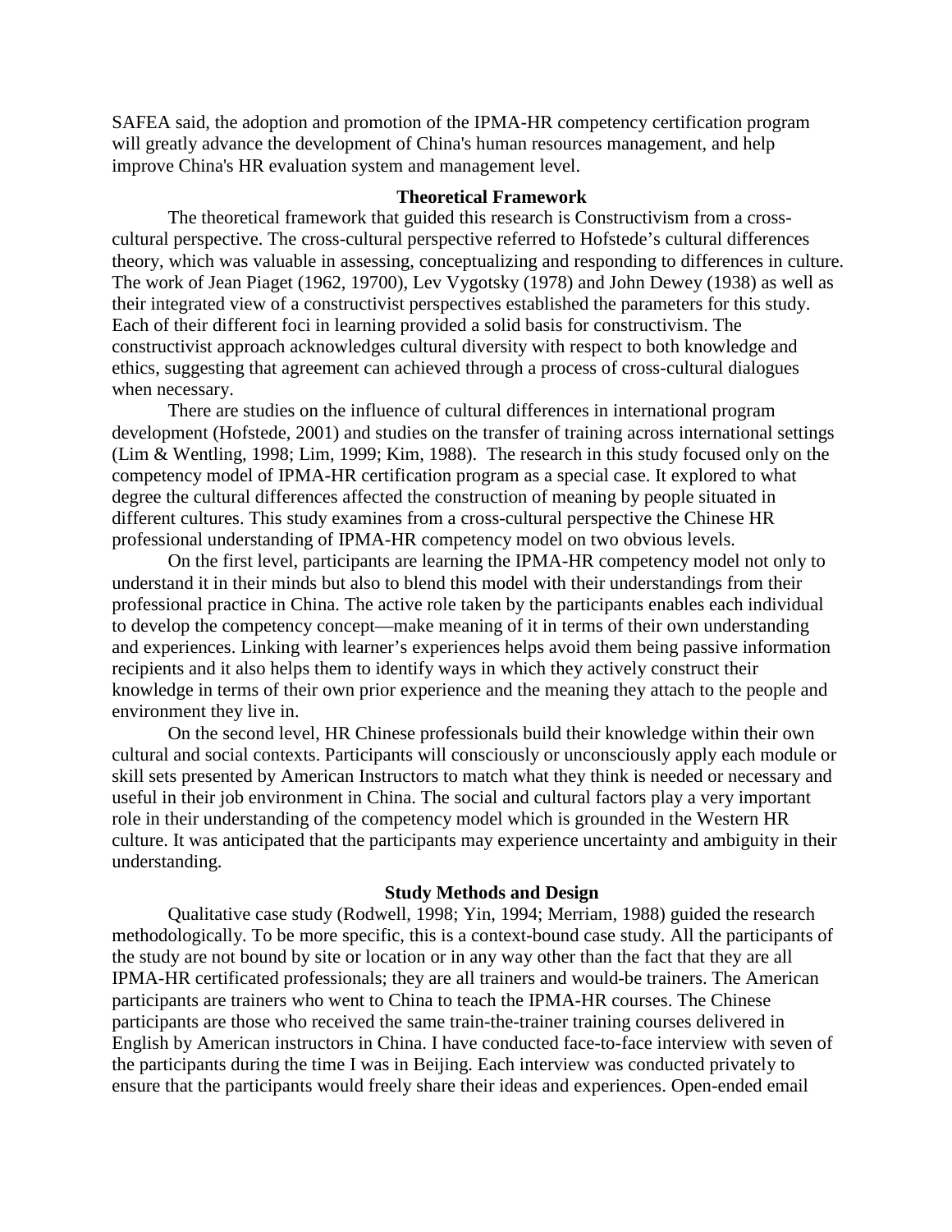SAFEA said, the adoption and promotion of the IPMA-HR competency certification program will greatly advance the development of China's human resources management, and help improve China's HR evaluation system and management level.

## Theoretical Framework

The theoretical framework that guided this research is Constructivism from a cross-cultural perspective. The cross-cultural perspective referred to Hofstede's cultural differences theory, which was valuable in assessing, conceptualizing and responding to differences in culture. The work of Jean Piaget (1962, 19700), Lev Vygotsky (1978) and John Dewey (1938) as well as their integrated view of a constructivist perspectives established the parameters for this study. Each of their different foci in learning provided a solid basis for constructivism. The constructivist approach acknowledges cultural diversity with respect to both knowledge and ethics, suggesting that agreement can achieved through a process of cross-cultural dialogues when necessary.

There are studies on the influence of cultural differences in international program development (Hofstede, 2001) and studies on the transfer of training across international settings (Lim & Wentling, 1998; Lim, 1999; Kim, 1988). The research in this study focused only on the competency model of IPMA-HR certification program as a special case. It explored to what degree the cultural differences affected the construction of meaning by people situated in different cultures. This study examines from a cross-cultural perspective the Chinese HR professional understanding of IPMA-HR competency model on two obvious levels.

On the first level, participants are learning the IPMA-HR competency model not only to understand it in their minds but also to blend this model with their understandings from their professional practice in China. The active role taken by the participants enables each individual to develop the competency concept—make meaning of it in terms of their own understanding and experiences. Linking with learner's experiences helps avoid them being passive information recipients and it also helps them to identify ways in which they actively construct their knowledge in terms of their own prior experience and the meaning they attach to the people and environment they live in.

On the second level, HR Chinese professionals build their knowledge within their own cultural and social contexts. Participants will consciously or unconsciously apply each module or skill sets presented by American Instructors to match what they think is needed or necessary and useful in their job environment in China. The social and cultural factors play a very important role in their understanding of the competency model which is grounded in the Western HR culture. It was anticipated that the participants may experience uncertainty and ambiguity in their understanding.

## Study Methods and Design

Qualitative case study (Rodwell, 1998; Yin, 1994; Merriam, 1988) guided the research methodologically. To be more specific, this is a context-bound case study. All the participants of the study are not bound by site or location or in any way other than the fact that they are all IPMA-HR certificated professionals; they are all trainers and would-be trainers. The American participants are trainers who went to China to teach the IPMA-HR courses. The Chinese participants are those who received the same train-the-trainer training courses delivered in English by American instructors in China. I have conducted face-to-face interview with seven of the participants during the time I was in Beijing. Each interview was conducted privately to ensure that the participants would freely share their ideas and experiences. Open-ended email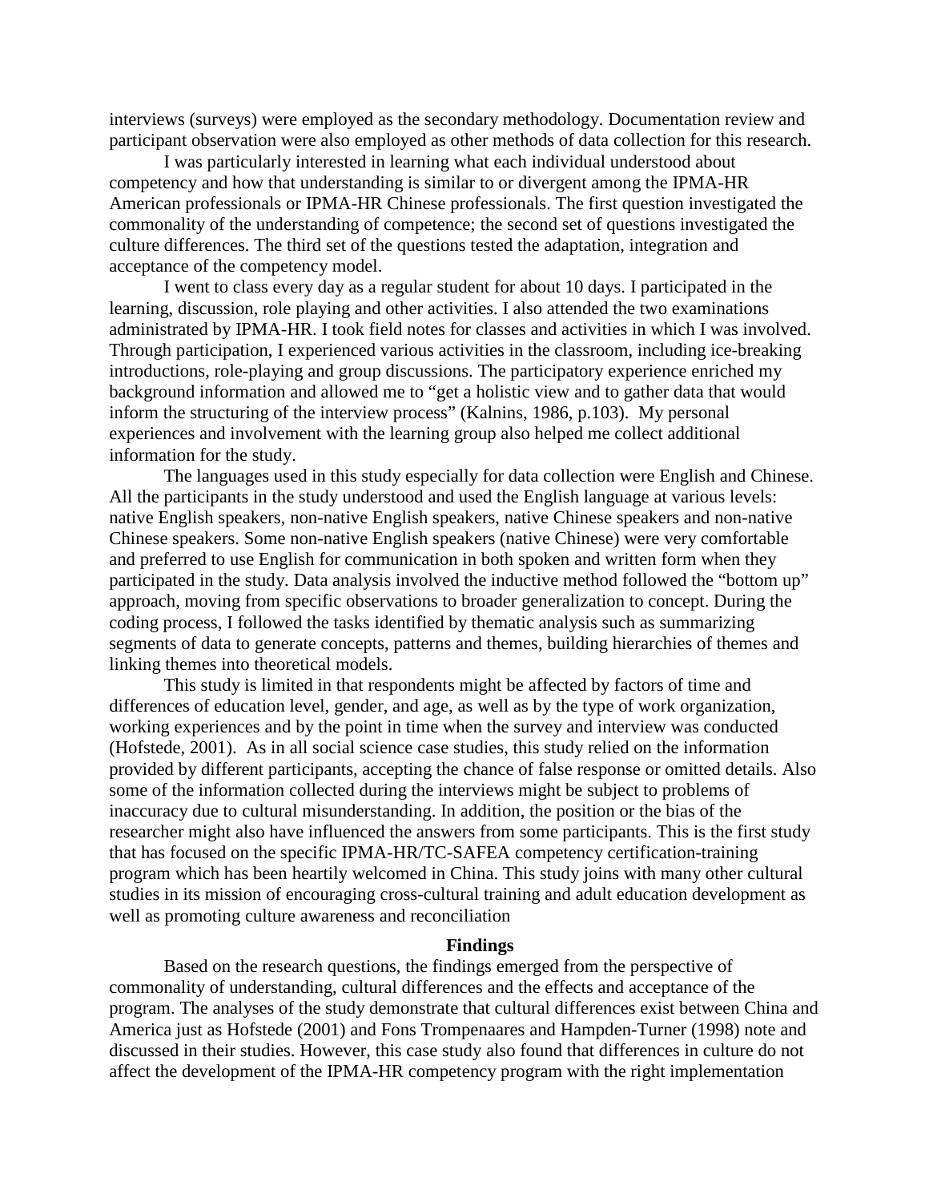interviews (surveys) were employed as the secondary methodology. Documentation review and participant observation were also employed as other methods of data collection for this research.

I was particularly interested in learning what each individual understood about competency and how that understanding is similar to or divergent among the IPMA-HR American professionals or IPMA-HR Chinese professionals. The first question investigated the commonality of the understanding of competence; the second set of questions investigated the culture differences. The third set of the questions tested the adaptation, integration and acceptance of the competency model.

I went to class every day as a regular student for about 10 days. I participated in the learning, discussion, role playing and other activities. I also attended the two examinations administrated by IPMA-HR. I took field notes for classes and activities in which I was involved. Through participation, I experienced various activities in the classroom, including ice-breaking introductions, role-playing and group discussions. The participatory experience enriched my background information and allowed me to "get a holistic view and to gather data that would inform the structuring of the interview process" (Kalnins, 1986, p.103). My personal experiences and involvement with the learning group also helped me collect additional information for the study.

The languages used in this study especially for data collection were English and Chinese. All the participants in the study understood and used the English language at various levels: native English speakers, non-native English speakers, native Chinese speakers and non-native Chinese speakers. Some non-native English speakers (native Chinese) were very comfortable and preferred to use English for communication in both spoken and written form when they participated in the study. Data analysis involved the inductive method followed the "bottom up" approach, moving from specific observations to broader generalization to concept. During the coding process, I followed the tasks identified by thematic analysis such as summarizing segments of data to generate concepts, patterns and themes, building hierarchies of themes and linking themes into theoretical models.

This study is limited in that respondents might be affected by factors of time and differences of education level, gender, and age, as well as by the type of work organization, working experiences and by the point in time when the survey and interview was conducted (Hofstede, 2001). As in all social science case studies, this study relied on the information provided by different participants, accepting the chance of false response or omitted details. Also some of the information collected during the interviews might be subject to problems of inaccuracy due to cultural misunderstanding. In addition, the position or the bias of the researcher might also have influenced the answers from some participants. This is the first study that has focused on the specific IPMA-HR/TC-SAFEA competency certification-training program which has been heartily welcomed in China. This study joins with many other cultural studies in its mission of encouraging cross-cultural training and adult education development as well as promoting culture awareness and reconciliation

## Findings

Based on the research questions, the findings emerged from the perspective of commonality of understanding, cultural differences and the effects and acceptance of the program. The analyses of the study demonstrate that cultural differences exist between China and America just as Hofstede (2001) and Fons Trompenaares and Hampden-Turner (1998) note and discussed in their studies. However, this case study also found that differences in culture do not affect the development of the IPMA-HR competency program with the right implementation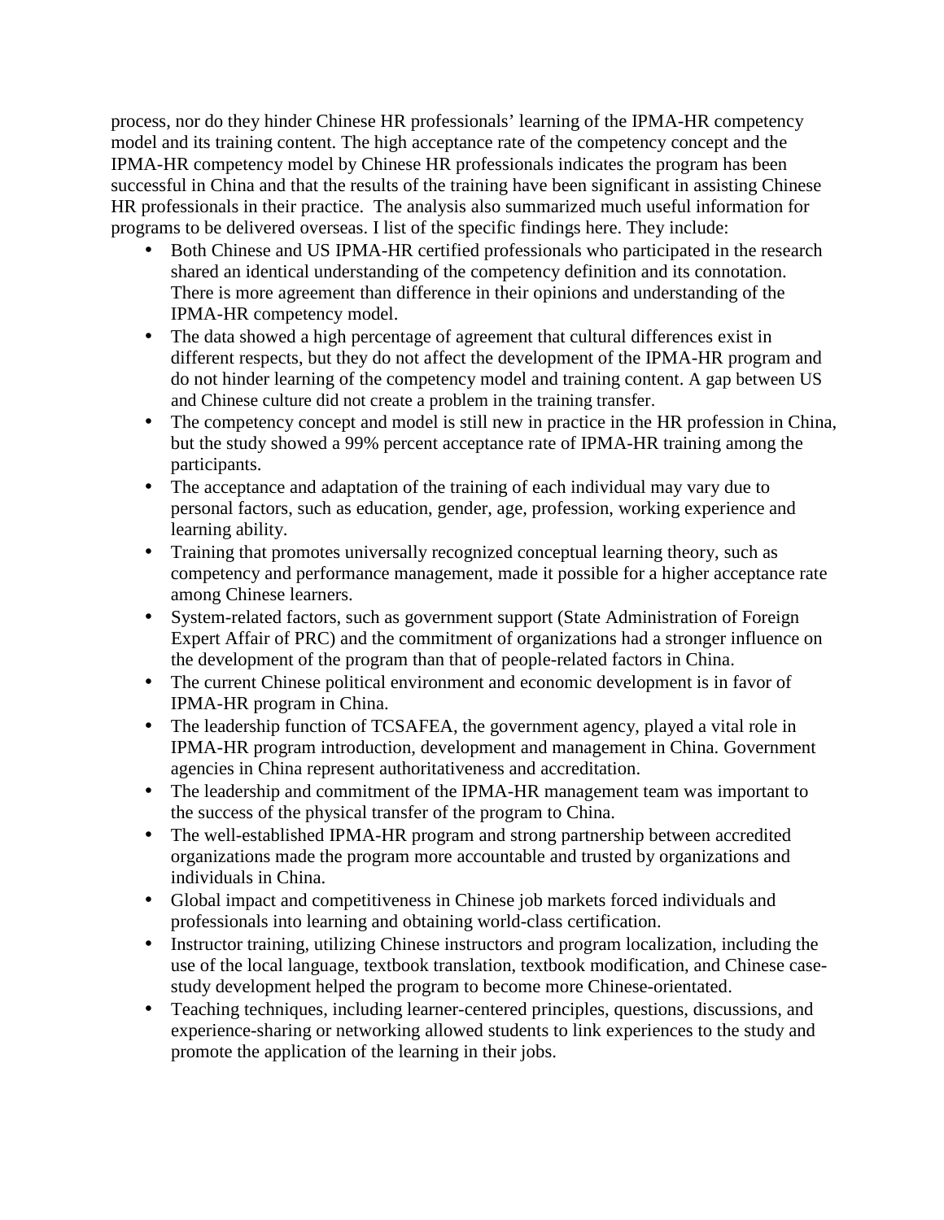process, nor do they hinder Chinese HR professionals' learning of the IPMA-HR competency model and its training content. The high acceptance rate of the competency concept and the IPMA-HR competency model by Chinese HR professionals indicates the program has been successful in China and that the results of the training have been significant in assisting Chinese HR professionals in their practice. The analysis also summarized much useful information for programs to be delivered overseas. I list of the specific findings here. They include:

- Both Chinese and US IPMA-HR certified professionals who participated in the research shared an identical understanding of the competency definition and its connotation. There is more agreement than difference in their opinions and understanding of the IPMA-HR competency model.
- The data showed a high percentage of agreement that cultural differences exist in different respects, but they do not affect the development of the IPMA-HR program and do not hinder learning of the competency model and training content. A gap between US and Chinese culture did not create a problem in the training transfer.
- The competency concept and model is still new in practice in the HR profession in China, but the study showed a 99% percent acceptance rate of IPMA-HR training among the participants.
- The acceptance and adaptation of the training of each individual may vary due to personal factors, such as education, gender, age, profession, working experience and learning ability.
- Training that promotes universally recognized conceptual learning theory, such as competency and performance management, made it possible for a higher acceptance rate among Chinese learners.
- System-related factors, such as government support (State Administration of Foreign Expert Affair of PRC) and the commitment of organizations had a stronger influence on the development of the program than that of people-related factors in China.
- The current Chinese political environment and economic development is in favor of IPMA-HR program in China.
- The leadership function of TCSAFEA, the government agency, played a vital role in IPMA-HR program introduction, development and management in China. Government agencies in China represent authoritativeness and accreditation.
- The leadership and commitment of the IPMA-HR management team was important to the success of the physical transfer of the program to China.
- The well-established IPMA-HR program and strong partnership between accredited organizations made the program more accountable and trusted by organizations and individuals in China.
- Global impact and competitiveness in Chinese job markets forced individuals and professionals into learning and obtaining world-class certification.
- Instructor training, utilizing Chinese instructors and program localization, including the use of the local language, textbook translation, textbook modification, and Chinese case-study development helped the program to become more Chinese-orientated.
- Teaching techniques, including learner-centered principles, questions, discussions, and experience-sharing or networking allowed students to link experiences to the study and promote the application of the learning in their jobs.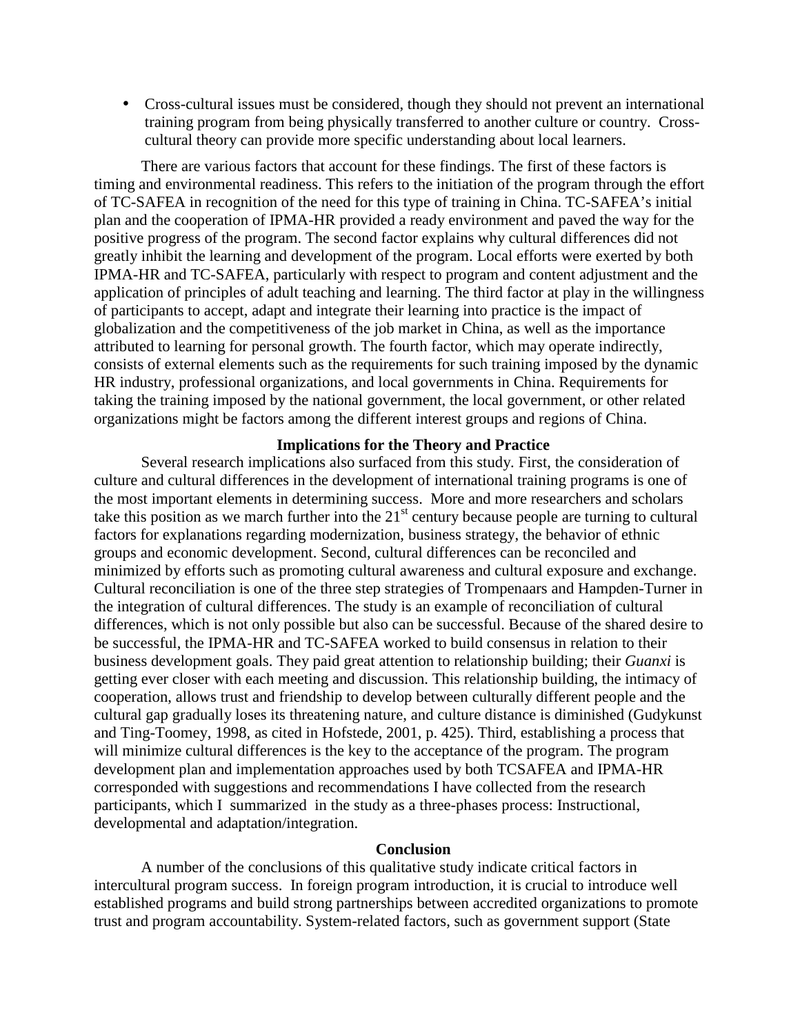- Cross-cultural issues must be considered, though they should not prevent an international training program from being physically transferred to another culture or country. Cross-cultural theory can provide more specific understanding about local learners.

There are various factors that account for these findings. The first of these factors is timing and environmental readiness. This refers to the initiation of the program through the effort of TC-SAFEA in recognition of the need for this type of training in China. TC-SAFEA's initial plan and the cooperation of IPMA-HR provided a ready environment and paved the way for the positive progress of the program. The second factor explains why cultural differences did not greatly inhibit the learning and development of the program. Local efforts were exerted by both IPMA-HR and TC-SAFEA, particularly with respect to program and content adjustment and the application of principles of adult teaching and learning. The third factor at play in the willingness of participants to accept, adapt and integrate their learning into practice is the impact of globalization and the competitiveness of the job market in China, as well as the importance attributed to learning for personal growth. The fourth factor, which may operate indirectly, consists of external elements such as the requirements for such training imposed by the dynamic HR industry, professional organizations, and local governments in China. Requirements for taking the training imposed by the national government, the local government, or other related organizations might be factors among the different interest groups and regions of China.

## Implications for the Theory and Practice

Several research implications also surfaced from this study. First, the consideration of culture and cultural differences in the development of international training programs is one of the most important elements in determining success. More and more researchers and scholars take this position as we march further into the 21st century because people are turning to cultural factors for explanations regarding modernization, business strategy, the behavior of ethnic groups and economic development. Second, cultural differences can be reconciled and minimized by efforts such as promoting cultural awareness and cultural exposure and exchange. Cultural reconciliation is one of the three step strategies of Trompenaars and Hampden-Turner in the integration of cultural differences. The study is an example of reconciliation of cultural differences, which is not only possible but also can be successful. Because of the shared desire to be successful, the IPMA-HR and TC-SAFEA worked to build consensus in relation to their business development goals. They paid great attention to relationship building; their *Guanxi* is getting ever closer with each meeting and discussion. This relationship building, the intimacy of cooperation, allows trust and friendship to develop between culturally different people and the cultural gap gradually loses its threatening nature, and culture distance is diminished (Gudykunst and Ting-Toomey, 1998, as cited in Hofstede, 2001, p. 425). Third, establishing a process that will minimize cultural differences is the key to the acceptance of the program. The program development plan and implementation approaches used by both TCSAFEA and IPMA-HR corresponded with suggestions and recommendations I have collected from the research participants, which I summarized in the study as a three-phases process: Instructional, developmental and adaptation/integration.

## Conclusion

A number of the conclusions of this qualitative study indicate critical factors in intercultural program success. In foreign program introduction, it is crucial to introduce well established programs and build strong partnerships between accredited organizations to promote trust and program accountability. System-related factors, such as government support (State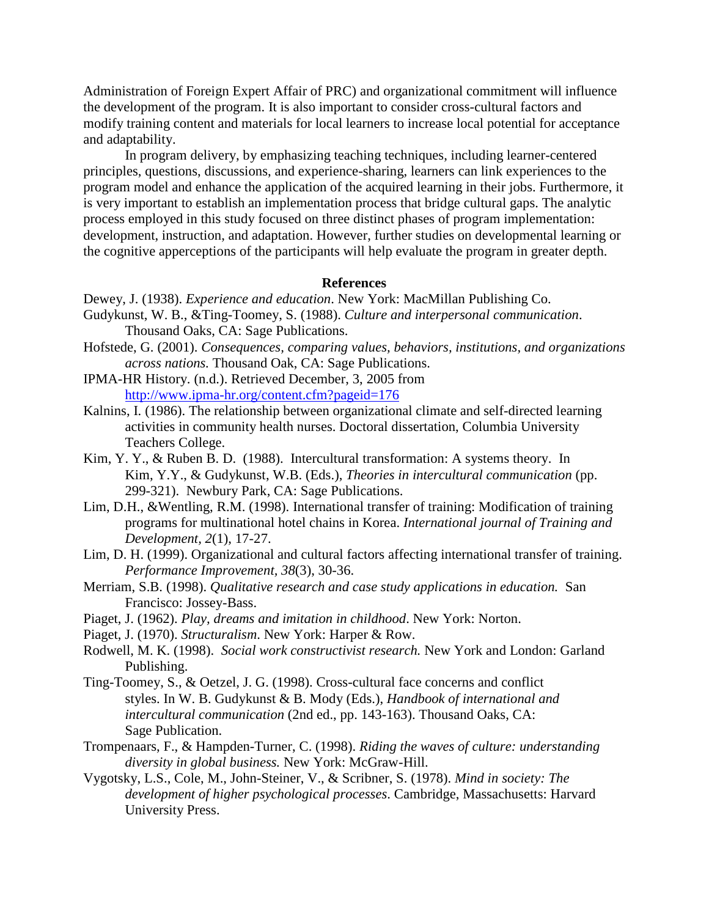Administration of Foreign Expert Affair of PRC) and organizational commitment will influence the development of the program. It is also important to consider cross-cultural factors and modify training content and materials for local learners to increase local potential for acceptance and adaptability.

In program delivery, by emphasizing teaching techniques, including learner-centered principles, questions, discussions, and experience-sharing, learners can link experiences to the program model and enhance the application of the acquired learning in their jobs. Furthermore, it is very important to establish an implementation process that bridge cultural gaps. The analytic process employed in this study focused on three distinct phases of program implementation: development, instruction, and adaptation. However, further studies on developmental learning or the cognitive apperceptions of the participants will help evaluate the program in greater depth.

## References

Dewey, J. (1938). *Experience and education*. New York: MacMillan Publishing Co.

Gudykunst, W. B., &Ting-Toomey, S. (1988). *Culture and interpersonal communication*. Thousand Oaks, CA: Sage Publications.

Hofstede, G. (2001). *Consequences, comparing values, behaviors, institutions, and organizations across nations.* Thousand Oak, CA: Sage Publications.

IPMA-HR History. (n.d.). Retrieved December, 3, 2005 from http://www.ipma-hr.org/content.cfm?pageid=176

Kalnins, I. (1986). The relationship between organizational climate and self-directed learning activities in community health nurses. Doctoral dissertation, Columbia University Teachers College.

Kim, Y. Y., & Ruben B. D. (1988). Intercultural transformation: A systems theory. In Kim, Y.Y., & Gudykunst, W.B. (Eds.), *Theories in intercultural communication* (pp. 299-321). Newbury Park, CA: Sage Publications.

Lim, D.H., &Wentling, R.M. (1998). International transfer of training: Modification of training programs for multinational hotel chains in Korea. *International journal of Training and Development, 2*(1), 17-27.

Lim, D. H. (1999). Organizational and cultural factors affecting international transfer of training. *Performance Improvement, 38*(3), 30-36.

Merriam, S.B. (1998). *Qualitative research and case study applications in education.* San Francisco: Jossey-Bass.

Piaget, J. (1962). *Play, dreams and imitation in childhood*. New York: Norton.

Piaget, J. (1970). *Structuralism*. New York: Harper & Row.

Rodwell, M. K. (1998). *Social work constructivist research.* New York and London: Garland Publishing.

Ting-Toomey, S., & Oetzel, J. G. (1998). Cross-cultural face concerns and conflict styles. In W. B. Gudykunst & B. Mody (Eds.), *Handbook of international and intercultural communication* (2nd ed., pp. 143-163). Thousand Oaks, CA: Sage Publication.

Trompenaars, F., & Hampden-Turner, C. (1998). *Riding the waves of culture: understanding diversity in global business.* New York: McGraw-Hill.

Vygotsky, L.S., Cole, M., John-Steiner, V., & Scribner, S. (1978). *Mind in society: The development of higher psychological processes*. Cambridge, Massachusetts: Harvard University Press.